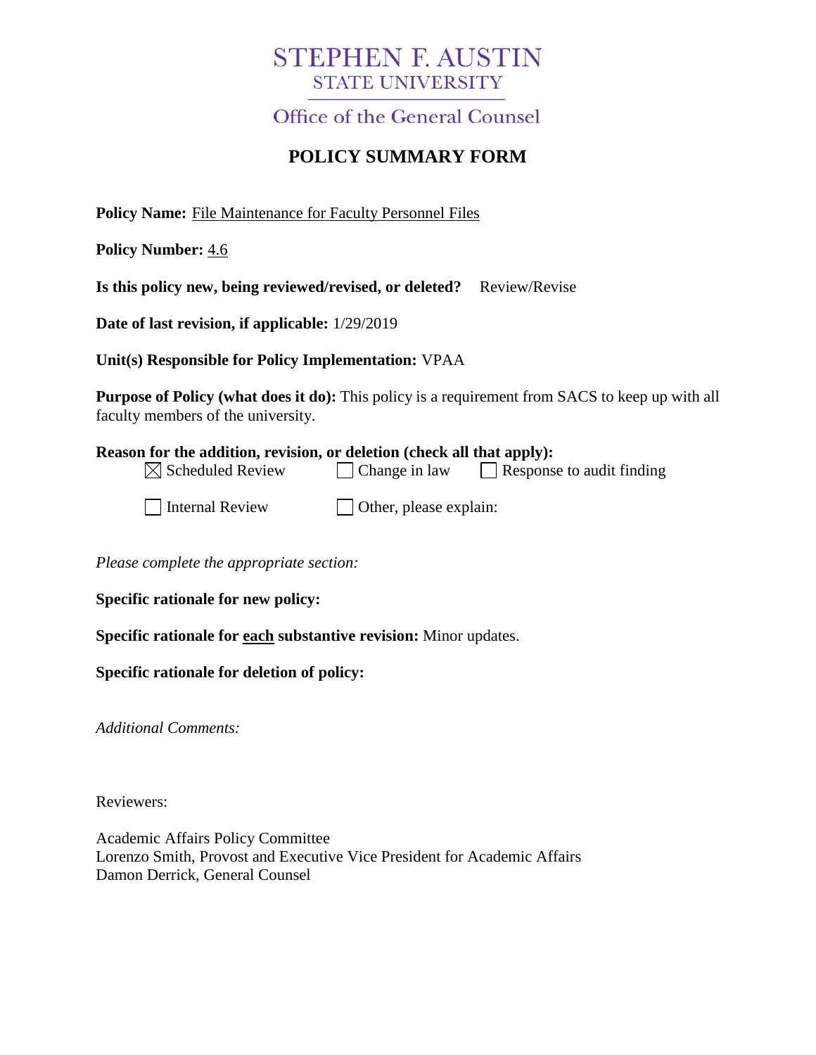# STEPHEN F. AUSTIN
## STATE UNIVERSITY

Office of the General Counsel

## POLICY SUMMARY FORM

**Policy Name:** File Maintenance for Faculty Personnel Files

**Policy Number:** 4.6

**Is this policy new, being reviewed/revised, or deleted?** Review/Revise

**Date of last revision, if applicable:** 1/29/2019

**Unit(s) Responsible for Policy Implementation:** VPAA

**Purpose of Policy (what does it do):** This policy is a requirement from SACS to keep up with all faculty members of the university.

**Reason for the addition, revision, or deletion (check all that apply):**

- ☒ Scheduled Review
- ☐ Change in law
- ☐ Response to audit finding
- ☐ Internal Review
- ☐ Other, please explain:

*Please complete the appropriate section:*

**Specific rationale for new policy:**

**Specific rationale for each substantive revision:** Minor updates.

**Specific rationale for deletion of policy:**

*Additional Comments:*

Reviewers:

Academic Affairs Policy Committee
Lorenzo Smith, Provost and Executive Vice President for Academic Affairs
Damon Derrick, General Counsel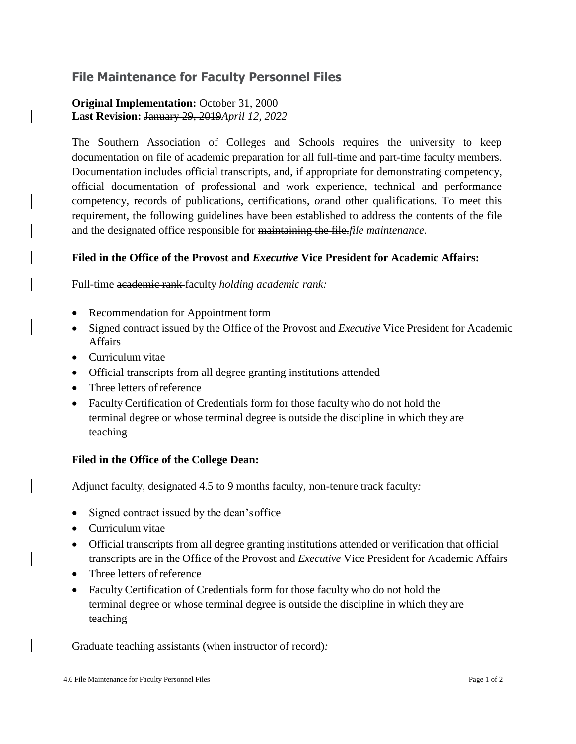## File Maintenance for Faculty Personnel Files

**Original Implementation:** October 31, 2000
**Last Revision:** ~~January 29, 2019~~*April 12, 2022*

The Southern Association of Colleges and Schools requires the university to keep documentation on file of academic preparation for all full-time and part-time faculty members. Documentation includes official transcripts, and, if appropriate for demonstrating competency, official documentation of professional and work experience, technical and performance competency, records of publications, certifications, *or*~~and~~ other qualifications. To meet this requirement, the following guidelines have been established to address the contents of the file and the designated office responsible for ~~maintaining the file.~~*file maintenance.*

### Filed in the Office of the Provost and *Executive* Vice President for Academic Affairs:

Full-time ~~academic rank~~ faculty *holding academic rank:*

- Recommendation for Appointment form
- Signed contract issued by the Office of the Provost and *Executive* Vice President for Academic Affairs
- Curriculum vitae
- Official transcripts from all degree granting institutions attended
- Three letters of reference
- Faculty Certification of Credentials form for those faculty who do not hold the terminal degree or whose terminal degree is outside the discipline in which they are teaching

### Filed in the Office of the College Dean:

Adjunct faculty, designated 4.5 to 9 months faculty, non-tenure track faculty*:*

- Signed contract issued by the dean's office
- Curriculum vitae
- Official transcripts from all degree granting institutions attended or verification that official transcripts are in the Office of the Provost and *Executive* Vice President for Academic Affairs
- Three letters of reference
- Faculty Certification of Credentials form for those faculty who do not hold the terminal degree or whose terminal degree is outside the discipline in which they are teaching

Graduate teaching assistants (when instructor of record)*:*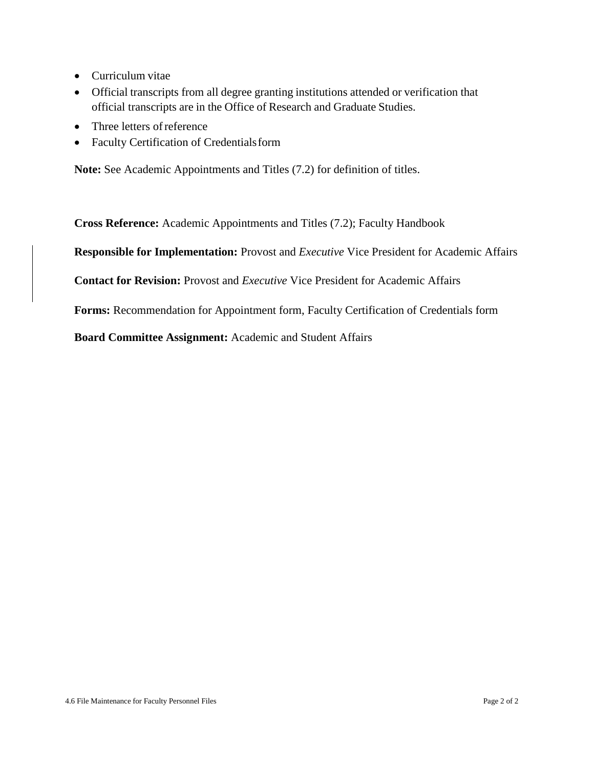- Curriculum vitae
- Official transcripts from all degree granting institutions attended or verification that official transcripts are in the Office of Research and Graduate Studies.
- Three letters of reference
- Faculty Certification of Credentials form

**Note:** See Academic Appointments and Titles (7.2) for definition of titles.

**Cross Reference:** Academic Appointments and Titles (7.2); Faculty Handbook

**Responsible for Implementation:** Provost and *Executive* Vice President for Academic Affairs

**Contact for Revision:** Provost and *Executive* Vice President for Academic Affairs

**Forms:** Recommendation for Appointment form, Faculty Certification of Credentials form

**Board Committee Assignment:** Academic and Student Affairs